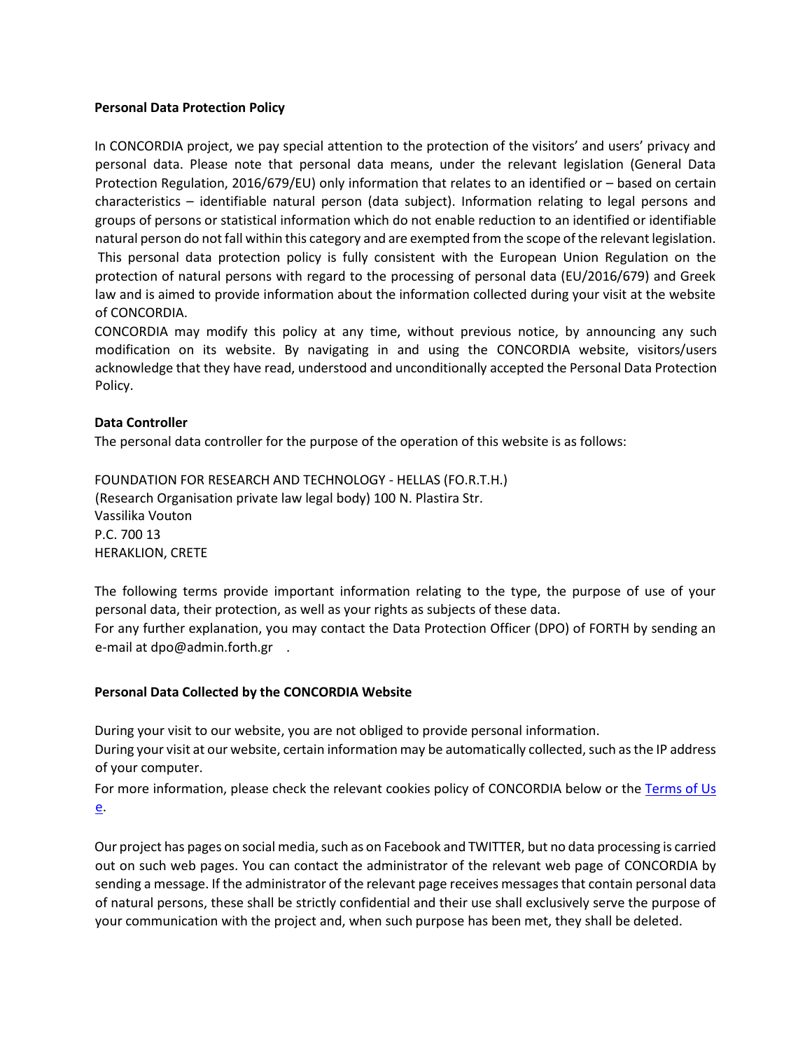**Personal Data Protection Policy**

In CONCORDIA project, we pay special attention to the protection of the visitors' and users' privacy and personal data. Please note that personal data means, under the relevant legislation (General Data Protection Regulation, 2016/679/EU) only information that relates to an identified or – based on certain characteristics – identifiable natural person (data subject). Information relating to legal persons and groups of persons or statistical information which do not enable reduction to an identified or identifiable natural person do not fall within this category and are exempted from the scope of the relevant legislation. This personal data protection policy is fully consistent with the European Union Regulation on the protection of natural persons with regard to the processing of personal data (EU/2016/679) and Greek law and is aimed to provide information about the information collected during your visit at the website of CONCORDIA.

CONCORDIA may modify this policy at any time, without previous notice, by announcing any such modification on its website. By navigating in and using the CONCORDIA website, visitors/users acknowledge that they have read, understood and unconditionally accepted the Personal Data Protection Policy.

**Data Controller**

The personal data controller for the purpose of the operation of this website is as follows:

FOUNDATION FOR RESEARCH AND TECHNOLOGY - HELLAS (FO.R.T.H.)
(Research Organisation private law legal body) 100 N. Plastira Str.
Vassilika Vouton
P.C. 700 13
HERAKLION, CRETE

The following terms provide important information relating to the type, the purpose of use of your personal data, their protection, as well as your rights as subjects of these data.

For any further explanation, you may contact the Data Protection Officer (DPO) of FORTH by sending an e-mail at dpo@admin.forth.gr .

**Personal Data Collected by the CONCORDIA Website**

During your visit to our website, you are not obliged to provide personal information.

During your visit at our website, certain information may be automatically collected, such as the IP address of your computer.

For more information, please check the relevant cookies policy of CONCORDIA below or the Terms of Use.

Our project has pages on social media, such as on Facebook and TWITTER, but no data processing is carried out on such web pages. You can contact the administrator of the relevant web page of CONCORDIA by sending a message. If the administrator of the relevant page receives messages that contain personal data of natural persons, these shall be strictly confidential and their use shall exclusively serve the purpose of your communication with the project and, when such purpose has been met, they shall be deleted.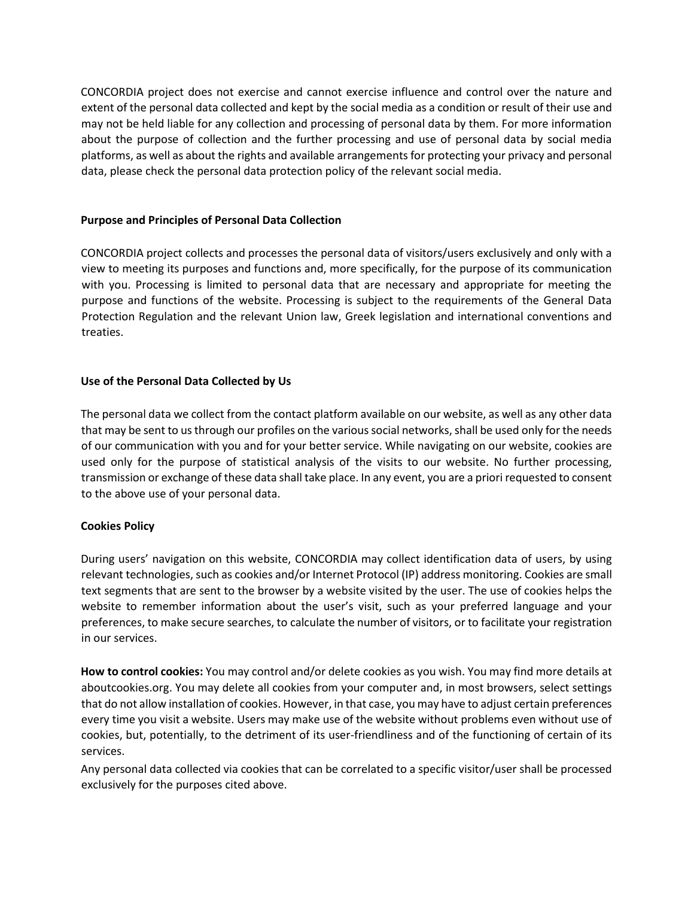CONCORDIA project does not exercise and cannot exercise influence and control over the nature and extent of the personal data collected and kept by the social media as a condition or result of their use and may not be held liable for any collection and processing of personal data by them. For more information about the purpose of collection and the further processing and use of personal data by social media platforms, as well as about the rights and available arrangements for protecting your privacy and personal data, please check the personal data protection policy of the relevant social media.

**Purpose and Principles of Personal Data Collection**

CONCORDIA project collects and processes the personal data of visitors/users exclusively and only with a view to meeting its purposes and functions and, more specifically, for the purpose of its communication with you. Processing is limited to personal data that are necessary and appropriate for meeting the purpose and functions of the website. Processing is subject to the requirements of the General Data Protection Regulation and the relevant Union law, Greek legislation and international conventions and treaties.

**Use of the Personal Data Collected by Us**

The personal data we collect from the contact platform available on our website, as well as any other data that may be sent to us through our profiles on the various social networks, shall be used only for the needs of our communication with you and for your better service. While navigating on our website, cookies are used only for the purpose of statistical analysis of the visits to our website. No further processing, transmission or exchange of these data shall take place. In any event, you are a priori requested to consent to the above use of your personal data.

**Cookies Policy**

During users' navigation on this website, CONCORDIA may collect identification data of users, by using relevant technologies, such as cookies and/or Internet Protocol (IP) address monitoring. Cookies are small text segments that are sent to the browser by a website visited by the user. The use of cookies helps the website to remember information about the user's visit, such as your preferred language and your preferences, to make secure searches, to calculate the number of visitors, or to facilitate your registration in our services.

**How to control cookies:** You may control and/or delete cookies as you wish. You may find more details at aboutcookies.org. You may delete all cookies from your computer and, in most browsers, select settings that do not allow installation of cookies. However, in that case, you may have to adjust certain preferences every time you visit a website. Users may make use of the website without problems even without use of cookies, but, potentially, to the detriment of its user-friendliness and of the functioning of certain of its services.

Any personal data collected via cookies that can be correlated to a specific visitor/user shall be processed exclusively for the purposes cited above.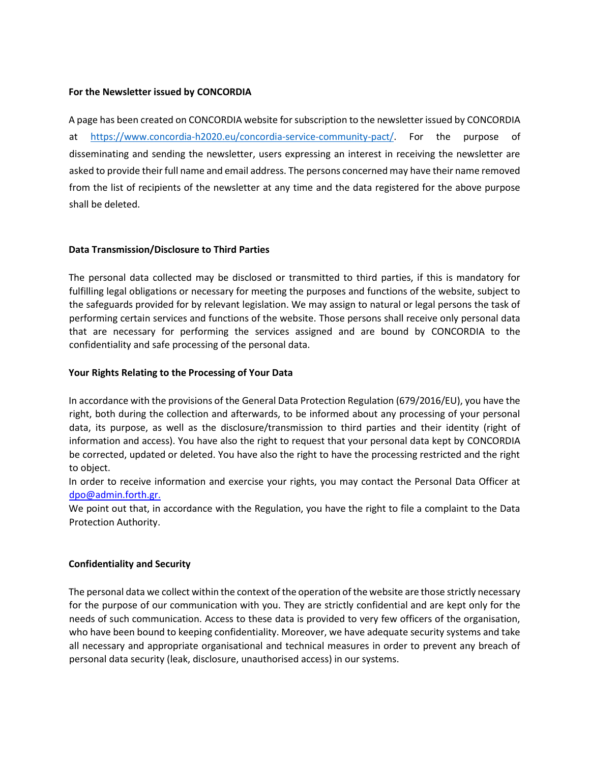**For the Newsletter issued by CONCORDIA**

A page has been created on CONCORDIA website for subscription to the newsletter issued by CONCORDIA at [https://www.concordia-h2020.eu/concordia-service-community-pact/](https://www.concordia-h2020.eu/concordia-service-community-pact/). For the purpose of disseminating and sending the newsletter, users expressing an interest in receiving the newsletter are asked to provide their full name and email address. The persons concerned may have their name removed from the list of recipients of the newsletter at any time and the data registered for the above purpose shall be deleted.

**Data Transmission/Disclosure to Third Parties**

The personal data collected may be disclosed or transmitted to third parties, if this is mandatory for fulfilling legal obligations or necessary for meeting the purposes and functions of the website, subject to the safeguards provided for by relevant legislation. We may assign to natural or legal persons the task of performing certain services and functions of the website. Those persons shall receive only personal data that are necessary for performing the services assigned and are bound by CONCORDIA to the confidentiality and safe processing of the personal data.

**Your Rights Relating to the Processing of Your Data**

In accordance with the provisions of the General Data Protection Regulation (679/2016/EU), you have the right, both during the collection and afterwards, to be informed about any processing of your personal data, its purpose, as well as the disclosure/transmission to third parties and their identity (right of information and access). You have also the right to request that your personal data kept by CONCORDIA be corrected, updated or deleted. You have also the right to have the processing restricted and the right to object.

In order to receive information and exercise your rights, you may contact the Personal Data Officer at [dpo@admin.forth.gr.](mailto:dpo@admin.forth.gr)

We point out that, in accordance with the Regulation, you have the right to file a complaint to the Data Protection Authority.

**Confidentiality and Security**

The personal data we collect within the context of the operation of the website are those strictly necessary for the purpose of our communication with you. They are strictly confidential and are kept only for the needs of such communication. Access to these data is provided to very few officers of the organisation, who have been bound to keeping confidentiality. Moreover, we have adequate security systems and take all necessary and appropriate organisational and technical measures in order to prevent any breach of personal data security (leak, disclosure, unauthorised access) in our systems.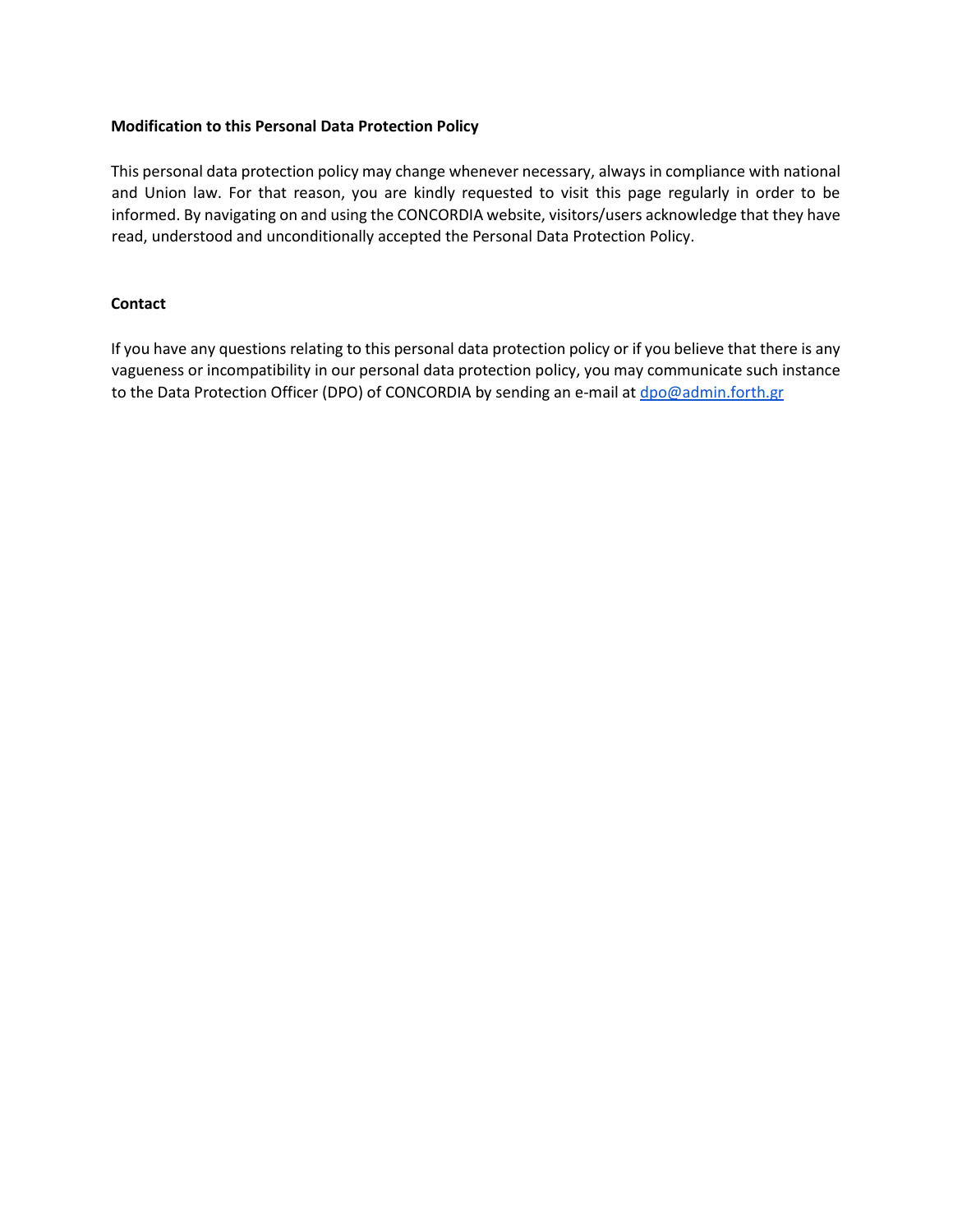**Modification to this Personal Data Protection Policy**

This personal data protection policy may change whenever necessary, always in compliance with national and Union law. For that reason, you are kindly requested to visit this page regularly in order to be informed. By navigating on and using the CONCORDIA website, visitors/users acknowledge that they have read, understood and unconditionally accepted the Personal Data Protection Policy.

**Contact**

If you have any questions relating to this personal data protection policy or if you believe that there is any vagueness or incompatibility in our personal data protection policy, you may communicate such instance to the Data Protection Officer (DPO) of CONCORDIA by sending an e-mail at dpo@admin.forth.gr